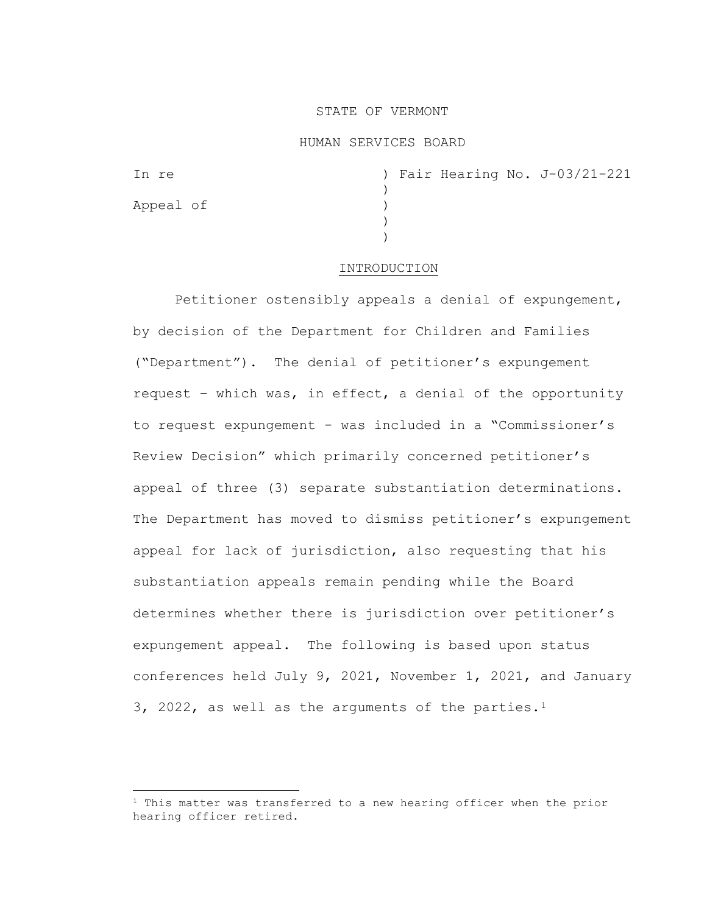STATE OF VERMONT

HUMAN SERVICES BOARD

In re ) Fair Hearing No. J-03/21-221
)
Appeal of )
)
)

## INTRODUCTION

Petitioner ostensibly appeals a denial of expungement, by decision of the Department for Children and Families ("Department"). The denial of petitioner's expungement request – which was, in effect, a denial of the opportunity to request expungement - was included in a "Commissioner's Review Decision" which primarily concerned petitioner's appeal of three (3) separate substantiation determinations. The Department has moved to dismiss petitioner's expungement appeal for lack of jurisdiction, also requesting that his substantiation appeals remain pending while the Board determines whether there is jurisdiction over petitioner's expungement appeal. The following is based upon status conferences held July 9, 2021, November 1, 2021, and January 3, 2022, as well as the arguments of the parties.[1]

[1] This matter was transferred to a new hearing officer when the prior hearing officer retired.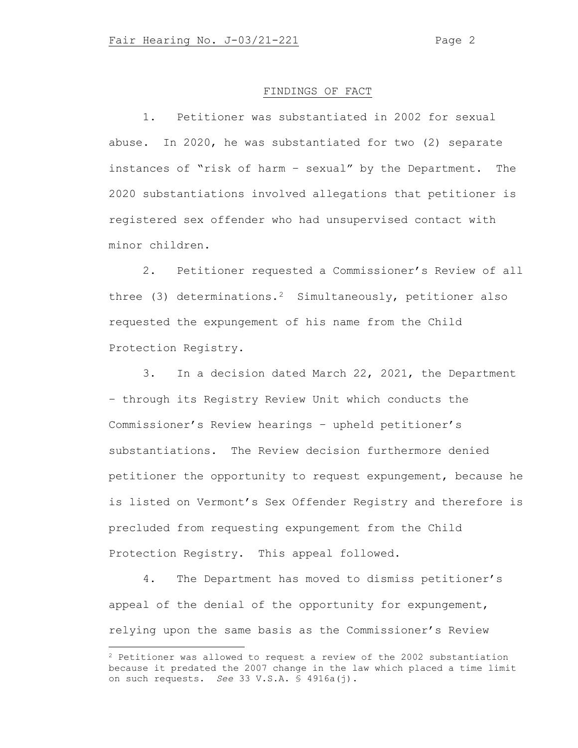## FINDINGS OF FACT

1. Petitioner was substantiated in 2002 for sexual abuse. In 2020, he was substantiated for two (2) separate instances of "risk of harm – sexual" by the Department. The 2020 substantiations involved allegations that petitioner is registered sex offender who had unsupervised contact with minor children.

2. Petitioner requested a Commissioner's Review of all three (3) determinations.[2] Simultaneously, petitioner also requested the expungement of his name from the Child Protection Registry.

3. In a decision dated March 22, 2021, the Department – through its Registry Review Unit which conducts the Commissioner's Review hearings – upheld petitioner's substantiations. The Review decision furthermore denied petitioner the opportunity to request expungement, because he is listed on Vermont's Sex Offender Registry and therefore is precluded from requesting expungement from the Child Protection Registry. This appeal followed.

4. The Department has moved to dismiss petitioner's appeal of the denial of the opportunity for expungement, relying upon the same basis as the Commissioner's Review

---

[2] Petitioner was allowed to request a review of the 2002 substantiation because it predated the 2007 change in the law which placed a time limit on such requests. *See* 33 V.S.A. § 4916a(j).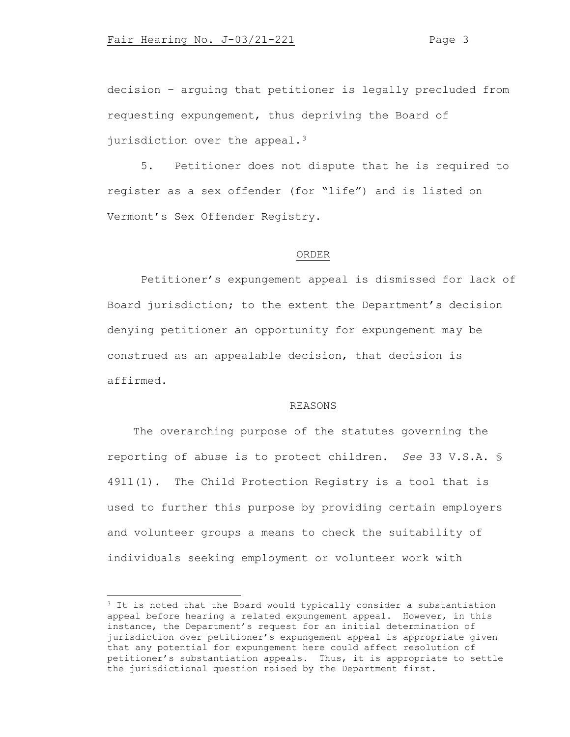decision – arguing that petitioner is legally precluded from requesting expungement, thus depriving the Board of jurisdiction over the appeal.[3]

5. Petitioner does not dispute that he is required to register as a sex offender (for "life") and is listed on Vermont's Sex Offender Registry.

## ORDER

Petitioner's expungement appeal is dismissed for lack of Board jurisdiction; to the extent the Department's decision denying petitioner an opportunity for expungement may be construed as an appealable decision, that decision is affirmed.

## REASONS

The overarching purpose of the statutes governing the reporting of abuse is to protect children. *See* 33 V.S.A. § 4911(1). The Child Protection Registry is a tool that is used to further this purpose by providing certain employers and volunteer groups a means to check the suitability of individuals seeking employment or volunteer work with

---

[3] It is noted that the Board would typically consider a substantiation appeal before hearing a related expungement appeal. However, in this instance, the Department's request for an initial determination of jurisdiction over petitioner's expungement appeal is appropriate given that any potential for expungement here could affect resolution of petitioner's substantiation appeals. Thus, it is appropriate to settle the jurisdictional question raised by the Department first.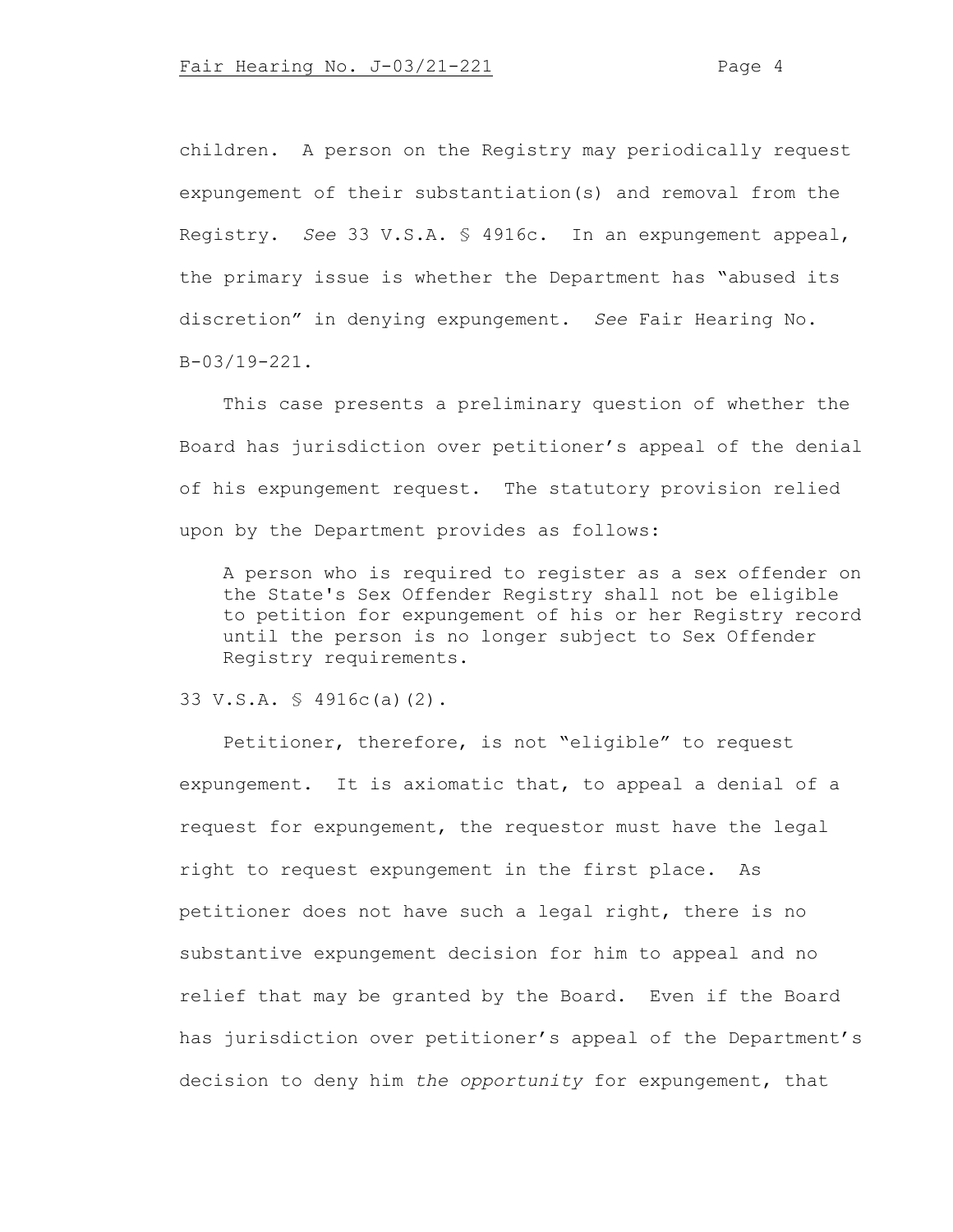children. A person on the Registry may periodically request expungement of their substantiation(s) and removal from the Registry. *See* 33 V.S.A. § 4916c. In an expungement appeal, the primary issue is whether the Department has "abused its discretion" in denying expungement. *See* Fair Hearing No. B-03/19-221.

This case presents a preliminary question of whether the Board has jurisdiction over petitioner's appeal of the denial of his expungement request. The statutory provision relied upon by the Department provides as follows:

> A person who is required to register as a sex offender on the State's Sex Offender Registry shall not be eligible to petition for expungement of his or her Registry record until the person is no longer subject to Sex Offender Registry requirements.

33 V.S.A. § 4916c(a)(2).

Petitioner, therefore, is not "eligible" to request expungement. It is axiomatic that, to appeal a denial of a request for expungement, the requestor must have the legal right to request expungement in the first place. As petitioner does not have such a legal right, there is no substantive expungement decision for him to appeal and no relief that may be granted by the Board. Even if the Board has jurisdiction over petitioner's appeal of the Department's decision to deny him *the opportunity* for expungement, that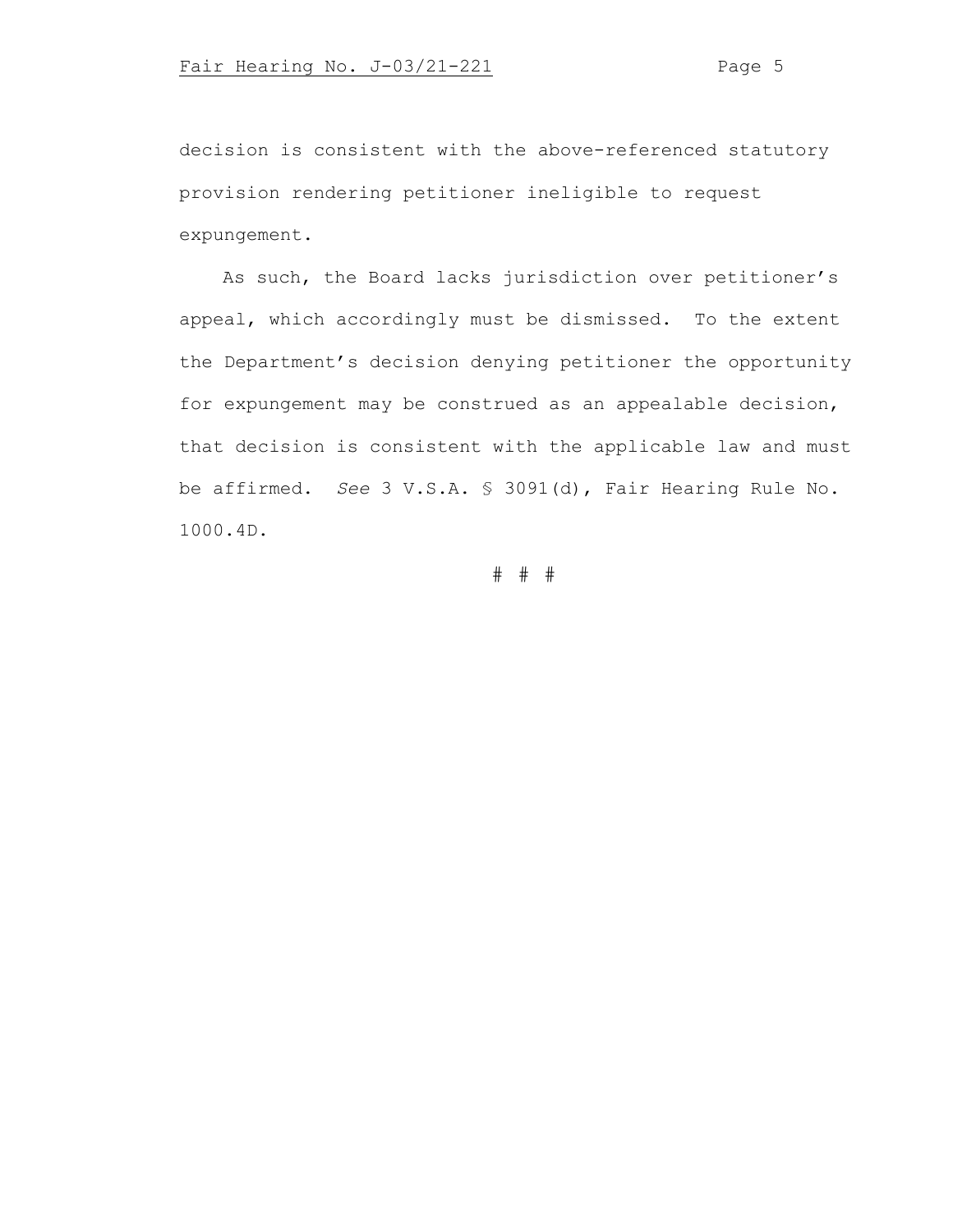decision is consistent with the above-referenced statutory provision rendering petitioner ineligible to request expungement.

As such, the Board lacks jurisdiction over petitioner's appeal, which accordingly must be dismissed. To the extent the Department's decision denying petitioner the opportunity for expungement may be construed as an appealable decision, that decision is consistent with the applicable law and must be affirmed. *See* 3 V.S.A. § 3091(d), Fair Hearing Rule No. 1000.4D.

# # #